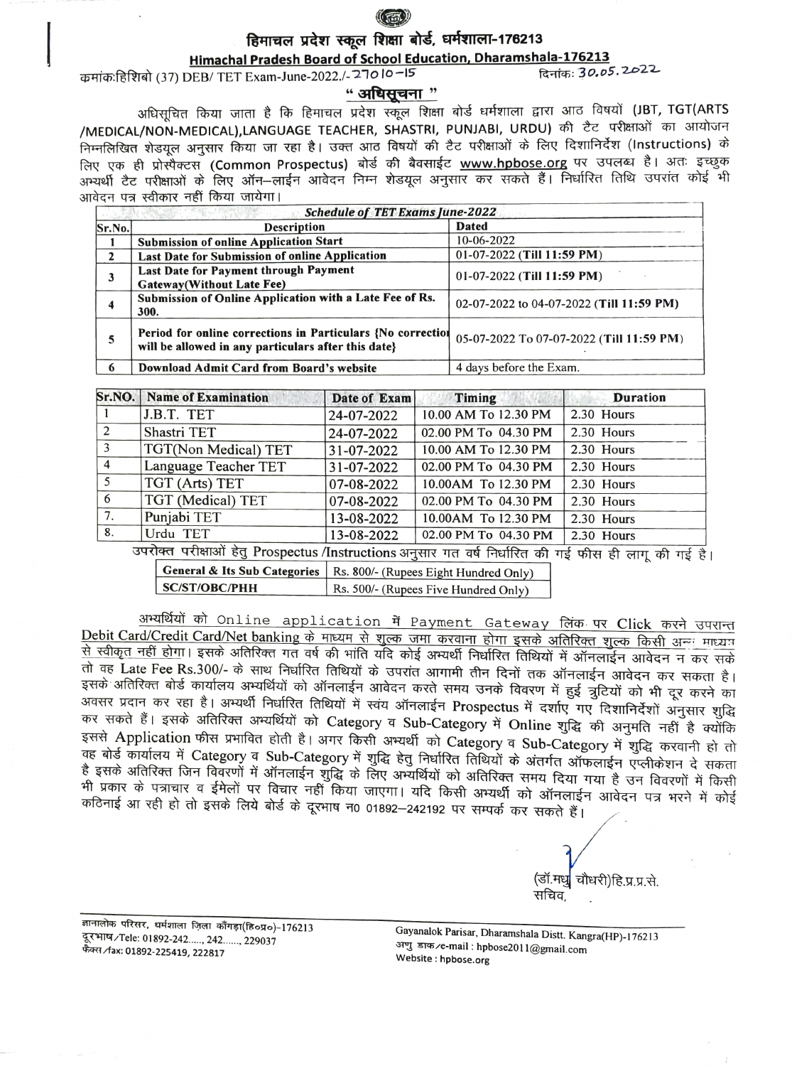# हिमाचल प्रदेश स्कूल शिक्षा बोर्ड, धर्मशाला-176213

## Himachal Pradesh Board of School Education, Dharamshala-176213

क्रमांक:हिशिबो (37) DEB/ TET Exam-June-2022./- 27010-15 दिनांक: 30.05.2022

## " अधिसूचना "

अधिसूचित किया जाता है कि हिमाचल प्रदेश स्कूल शिक्षा बोर्ड धर्मशाला द्वारा आठ विषयों (JBT, TGT(ARTS /MEDICAL/NON-MEDICAL),LANGUAGE TEACHER, SHASTRI, PUNJABI, URDU) की टैट परीक्षाओं का आयोजन निम्नलिखित शेडयूल अनुसार किया जा रहा है। उक्त आठ विषयों की टैट परीक्षाओं के लिए दिशानिर्देश (Instructions) के लिए एक ही प्रोस्पैक्टस (Common Prospectus) बोर्ड की बैवसाईट www.hpbose.org पर उपलब्ध है। अतः इच्छुक अभ्यर्थी टैट परीक्षाओं के लिए ऑन-लाईन आवेदन निम्न शेडयूल अनुसार कर सकते हैं। निर्धारित तिथि उपरांत कोई भी आवेदन पत्र स्वीकार नहीं किया जायेगा।

***Schedule of TET Exams June-2022***

| Sr.No. | Description | Dated |
|---|---|---|
| 1 | **Submission of online Application Start** | 10-06-2022 |
| 2 | **Last Date for Submission of online Application** | 01-07-2022 (**Till 11:59 PM**) |
| 3 | **Last Date for Payment through Payment Gateway(Without Late Fee)** | 01-07-2022 (**Till 11:59 PM**) |
| 4 | **Submission of Online Application with a Late Fee of Rs. 300.** | 02-07-2022 to 04-07-2022 (**Till 11:59 PM**) |
| 5 | **Period for online corrections in Particulars {No correction will be allowed in any particulars after this date}** | 05-07-2022 To 07-07-2022 (**Till 11:59 PM**) |
| 6 | **Download Admit Card from Board's website** | 4 days before the Exam. |

| Sr.NO. | Name of Examination | Date of Exam | Timing | Duration |
|---|---|---|---|---|
| 1 | J.B.T. TET | 24-07-2022 | 10.00 AM To 12.30 PM | 2.30 Hours |
| 2 | Shastri TET | 24-07-2022 | 02.00 PM To 04.30 PM | 2.30 Hours |
| 3 | TGT(Non Medical) TET | 31-07-2022 | 10.00 AM To 12.30 PM | 2.30 Hours |
| 4 | Language Teacher TET | 31-07-2022 | 02.00 PM To 04.30 PM | 2.30 Hours |
| 5 | TGT (Arts) TET | 07-08-2022 | 10.00AM To 12.30 PM | 2.30 Hours |
| 6 | TGT (Medical) TET | 07-08-2022 | 02.00 PM To 04.30 PM | 2.30 Hours |
| 7. | Punjabi TET | 13-08-2022 | 10.00AM To 12.30 PM | 2.30 Hours |
| 8. | Urdu TET | 13-08-2022 | 02.00 PM To 04.30 PM | 2.30 Hours |

उपरोक्त परीक्षाओं हेतु Prospectus /Instructions अनुसार गत वर्ष निर्धारित की गई फीस ही लागू की गई है।

| General & Its Sub Categories | Rs. 800/- (Rupees Eight Hundred Only) |
|---|---|
| SC/ST/OBC/PHH | Rs. 500/- (Rupees Five Hundred Only) |

अभ्यर्थियों को Online application में Payment Gateway लिंक पर Click करने उपरान्त Debit Card/Credit Card/Net banking के माध्यम से शुल्क जमा करवाना होगा इसके अतिरिक्त शुल्क किसी अन्य माध्यम से स्वीकृत नहीं होगा। इसके अतिरिक्त गत वर्ष की भांति यदि कोई अभ्यर्थी निर्धारित तिथियों में ऑनलाईन आवेदन न कर सके तो वह Late Fee Rs.300/- के साथ निर्धारित तिथियों के उपरांत आगामी तीन दिनों तक ऑनलाईन आवेदन कर सकता है। इसके अतिरिक्त बोर्ड कार्यालय अभ्यर्थियों को ऑनलाईन आवेदन करते समय उनके विवरण में हुई त्रुटियों को भी दूर करने का अवसर प्रदान कर रहा है। अभ्यर्थी निर्धारित तिथियों में स्वंय ऑनलाईन Prospectus में दर्शाए गए दिशानिर्देशों अनुसार शुद्धि कर सकते हैं। इसके अतिरिक्त अभ्यर्थियों को Category व Sub-Category में Online शुद्धि की अनुमति नहीं है क्योंकि इससे Application फीस प्रभावित होती है। अगर किसी अभ्यर्थी को Category व Sub-Category में शुद्धि करवानी हो तो वह बोर्ड कार्यालय में Category व Sub-Category में शुद्धि हेतु निर्धारित तिथियों के अंतर्गत ऑफलाईन एप्लीकेशन दे सकता है इसके अतिरिक्त जिन विवरणों में ऑनलाईन शुद्धि के लिए अभ्यर्थियों को अतिरिक्त समय दिया गया है उन विवरणों में किसी भी प्रकार के पत्राचार व ईमेलों पर विचार नहीं किया जाएगा। यदि किसी अभ्यर्थी को ऑनलाईन आवेदन पत्र भरने में कोई कठिनाई आ रही हो तो इसके लिये बोर्ड के दूरभाष न0 01892-242192 पर सम्पर्क कर सकते हैं।

(डॉ.मधु चौधरी)हि.प्र.प्र.से.
सचिव,

ज्ञानालोक परिसर, धर्मशाला ज़िला काँगड़ा(हि०प्र०)-176213
दूरभाष/Tele: 01892-242....., 242......, 229037
फैक्स/fax: 01892-225419, 222817

Gayanalok Parisar, Dharamshala Distt. Kangra(HP)-176213
अणु डाक/e-mail : hpbose2011@gmail.com
Website : hpbose.org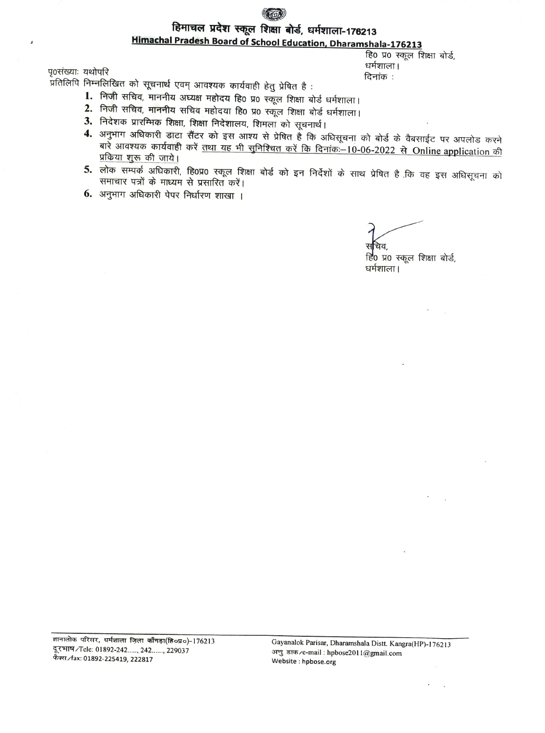# हिमाचल प्रदेश स्कूल शिक्षा बोर्ड, धर्मशाला-176213

## Himachal Pradesh Board of School Education, Dharamshala-176213

हि0 प्र0 स्कूल शिक्षा बोर्ड,
धर्मशाला।
दिनांक :

पृ0संख्याः यथोपरि

प्रतिलिपि निम्नलिखित को सूचनार्थ एवम् आवश्यक कार्यवाही हेतु प्रेषित है :

1. निजी सचिव, माननीय अध्यक्ष महोदय हि0 प्र0 स्कूल शिक्षा बोर्ड धर्मशाला।
2. निजी सचिव, माननीय सचिव महोदया हि0 प्र0 स्कूल शिक्षा बोर्ड धर्मशाला।
3. निदेशक प्रारम्भिक शिक्षा, शिक्षा निदेशालय, शिमला को सूचनार्थ।
4. अनुभाग अधिकारी डाटा सैंटर को इस आश्य से प्रेषित है कि अधिसूचना को बोर्ड के वैबसाईट पर अपलोड करने बारे आवश्यक कार्यवाही करें तथा यह भी सुनिश्चित करें कि दिनांकः–10-06-2022 से Online application की प्रकिया शुरू की जाये।
5. लोक सम्पर्क अधिकारी, हि0प्र0 स्कूल शिक्षा बोर्ड को इन निर्देशों के साथ प्रेषित है कि वह इस अधिसूचना को समाचार पत्रों के माध्यम से प्रसारित करें।
6. अनुभाग अधिकारी पेपर निर्धारण शाखा ।

सचिव,
हि0 प्र0 स्कूल शिक्षा बोर्ड,
धर्मशाला।

ज्ञानालोक परिसर, धर्मशाला ज़िला काँगड़ा(हि0प्र0)-176213
दूरभाष/Tele: 01892-242....., 242......, 229037
फैक्स/fax: 01892-225419, 222817

Gayanalok Parisar, Dharamshala Distt. Kangra(HP)-176213
अणु डाक/e-mail : hpbose2011@gmail.com
Website : hpbose.org